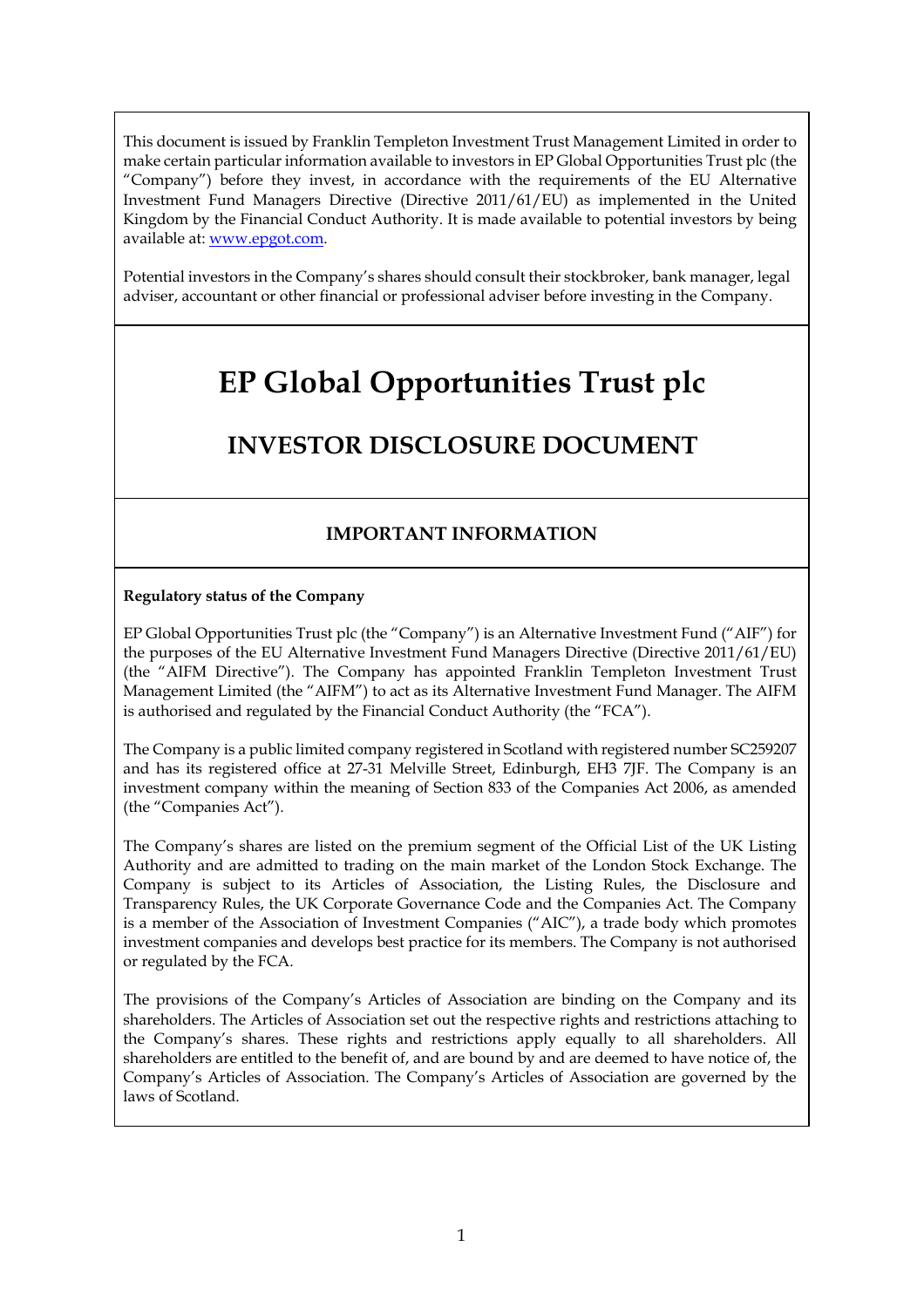This document is issued by Franklin Templeton Investment Trust Management Limited in order to make certain particular information available to investors in EP Global Opportunities Trust plc (the "Company") before they invest, in accordance with the requirements of the EU Alternative Investment Fund Managers Directive (Directive 2011/61/EU) as implemented in the United Kingdom by the Financial Conduct Authority. It is made available to potential investors by being available at: www.epgot.com.

Potential investors in the Company's shares should consult their stockbroker, bank manager, legal adviser, accountant or other financial or professional adviser before investing in the Company.

# EP Global Opportunities Trust plc

## INVESTOR DISCLOSURE DOCUMENT

### IMPORTANT INFORMATION

**Regulatory status of the Company**

EP Global Opportunities Trust plc (the "Company") is an Alternative Investment Fund ("AIF") for the purposes of the EU Alternative Investment Fund Managers Directive (Directive 2011/61/EU) (the "AIFM Directive"). The Company has appointed Franklin Templeton Investment Trust Management Limited (the "AIFM") to act as its Alternative Investment Fund Manager. The AIFM is authorised and regulated by the Financial Conduct Authority (the "FCA").

The Company is a public limited company registered in Scotland with registered number SC259207 and has its registered office at 27-31 Melville Street, Edinburgh, EH3 7JF. The Company is an investment company within the meaning of Section 833 of the Companies Act 2006, as amended (the "Companies Act").

The Company's shares are listed on the premium segment of the Official List of the UK Listing Authority and are admitted to trading on the main market of the London Stock Exchange. The Company is subject to its Articles of Association, the Listing Rules, the Disclosure and Transparency Rules, the UK Corporate Governance Code and the Companies Act. The Company is a member of the Association of Investment Companies ("AIC"), a trade body which promotes investment companies and develops best practice for its members. The Company is not authorised or regulated by the FCA.

The provisions of the Company's Articles of Association are binding on the Company and its shareholders. The Articles of Association set out the respective rights and restrictions attaching to the Company's shares. These rights and restrictions apply equally to all shareholders. All shareholders are entitled to the benefit of, and are bound by and are deemed to have notice of, the Company's Articles of Association. The Company's Articles of Association are governed by the laws of Scotland.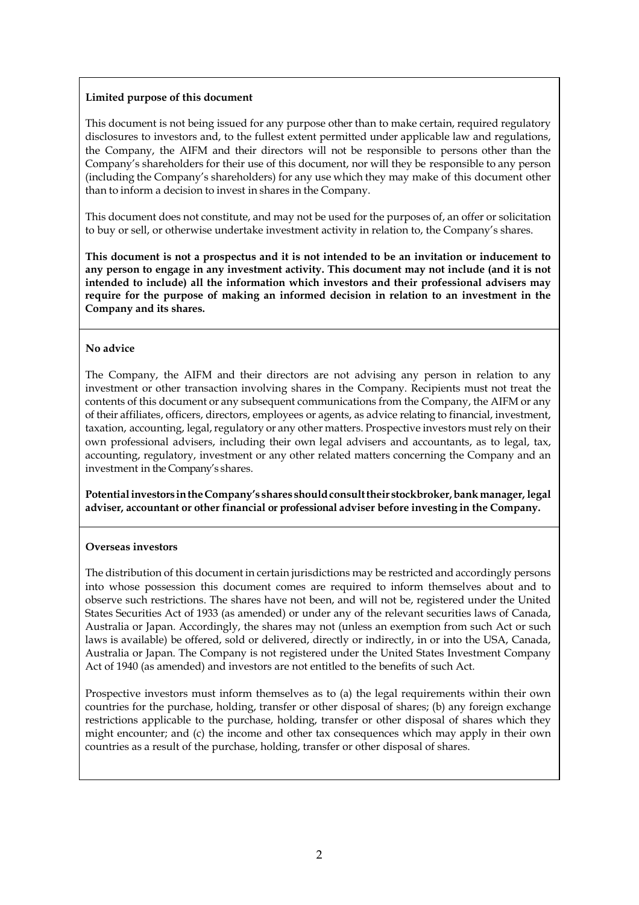**Limited purpose of this document**

This document is not being issued for any purpose other than to make certain, required regulatory disclosures to investors and, to the fullest extent permitted under applicable law and regulations, the Company, the AIFM and their directors will not be responsible to persons other than the Company's shareholders for their use of this document, nor will they be responsible to any person (including the Company's shareholders) for any use which they may make of this document other than to inform a decision to invest in shares in the Company.

This document does not constitute, and may not be used for the purposes of, an offer or solicitation to buy or sell, or otherwise undertake investment activity in relation to, the Company's shares.

**This document is not a prospectus and it is not intended to be an invitation or inducement to any person to engage in any investment activity. This document may not include (and it is not intended to include) all the information which investors and their professional advisers may require for the purpose of making an informed decision in relation to an investment in the Company and its shares.**

**No advice**

The Company, the AIFM and their directors are not advising any person in relation to any investment or other transaction involving shares in the Company. Recipients must not treat the contents of this document or any subsequent communications from the Company, the AIFM or any of their affiliates, officers, directors, employees or agents, as advice relating to financial, investment, taxation, accounting, legal, regulatory or any other matters. Prospective investors must rely on their own professional advisers, including their own legal advisers and accountants, as to legal, tax, accounting, regulatory, investment or any other related matters concerning the Company and an investment in the Company's shares.

**Potential investors in the Company's shares should consult their stockbroker, bank manager, legal adviser, accountant or other financial or professional adviser before investing in the Company.**

**Overseas investors**

The distribution of this document in certain jurisdictions may be restricted and accordingly persons into whose possession this document comes are required to inform themselves about and to observe such restrictions. The shares have not been, and will not be, registered under the United States Securities Act of 1933 (as amended) or under any of the relevant securities laws of Canada, Australia or Japan. Accordingly, the shares may not (unless an exemption from such Act or such laws is available) be offered, sold or delivered, directly or indirectly, in or into the USA, Canada, Australia or Japan. The Company is not registered under the United States Investment Company Act of 1940 (as amended) and investors are not entitled to the benefits of such Act.

Prospective investors must inform themselves as to (a) the legal requirements within their own countries for the purchase, holding, transfer or other disposal of shares; (b) any foreign exchange restrictions applicable to the purchase, holding, transfer or other disposal of shares which they might encounter; and (c) the income and other tax consequences which may apply in their own countries as a result of the purchase, holding, transfer or other disposal of shares.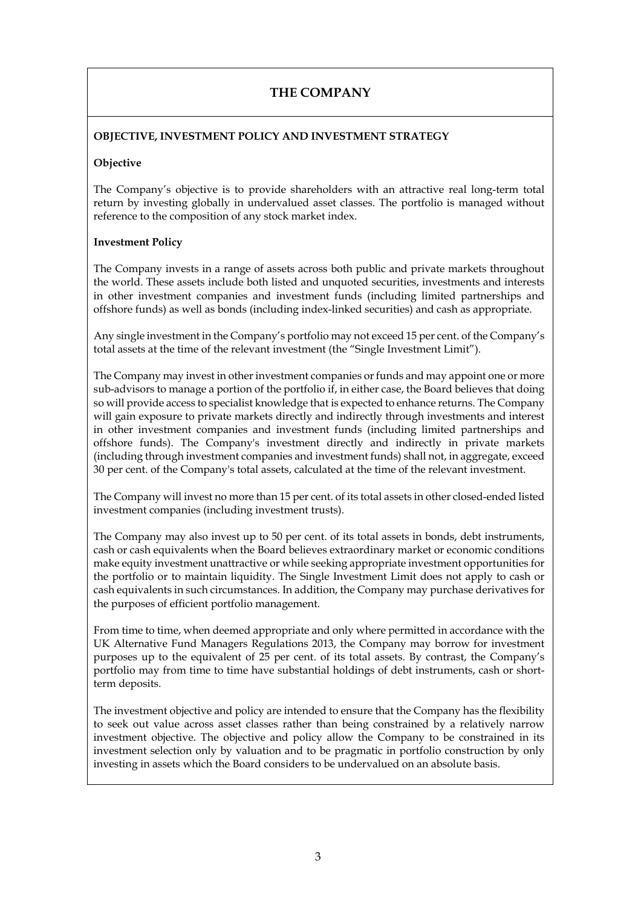# THE COMPANY

**OBJECTIVE, INVESTMENT POLICY AND INVESTMENT STRATEGY**

**Objective**

The Company's objective is to provide shareholders with an attractive real long-term total return by investing globally in undervalued asset classes. The portfolio is managed without reference to the composition of any stock market index.

**Investment Policy**

The Company invests in a range of assets across both public and private markets throughout the world. These assets include both listed and unquoted securities, investments and interests in other investment companies and investment funds (including limited partnerships and offshore funds) as well as bonds (including index-linked securities) and cash as appropriate.

Any single investment in the Company's portfolio may not exceed 15 per cent. of the Company's total assets at the time of the relevant investment (the "Single Investment Limit").

The Company may invest in other investment companies or funds and may appoint one or more sub-advisors to manage a portion of the portfolio if, in either case, the Board believes that doing so will provide access to specialist knowledge that is expected to enhance returns. The Company will gain exposure to private markets directly and indirectly through investments and interest in other investment companies and investment funds (including limited partnerships and offshore funds). The Company's investment directly and indirectly in private markets (including through investment companies and investment funds) shall not, in aggregate, exceed 30 per cent. of the Company's total assets, calculated at the time of the relevant investment.

The Company will invest no more than 15 per cent. of its total assets in other closed-ended listed investment companies (including investment trusts).

The Company may also invest up to 50 per cent. of its total assets in bonds, debt instruments, cash or cash equivalents when the Board believes extraordinary market or economic conditions make equity investment unattractive or while seeking appropriate investment opportunities for the portfolio or to maintain liquidity. The Single Investment Limit does not apply to cash or cash equivalents in such circumstances. In addition, the Company may purchase derivatives for the purposes of efficient portfolio management.

From time to time, when deemed appropriate and only where permitted in accordance with the UK Alternative Fund Managers Regulations 2013, the Company may borrow for investment purposes up to the equivalent of 25 per cent. of its total assets. By contrast, the Company's portfolio may from time to time have substantial holdings of debt instruments, cash or short-term deposits.

The investment objective and policy are intended to ensure that the Company has the flexibility to seek out value across asset classes rather than being constrained by a relatively narrow investment objective. The objective and policy allow the Company to be constrained in its investment selection only by valuation and to be pragmatic in portfolio construction by only investing in assets which the Board considers to be undervalued on an absolute basis.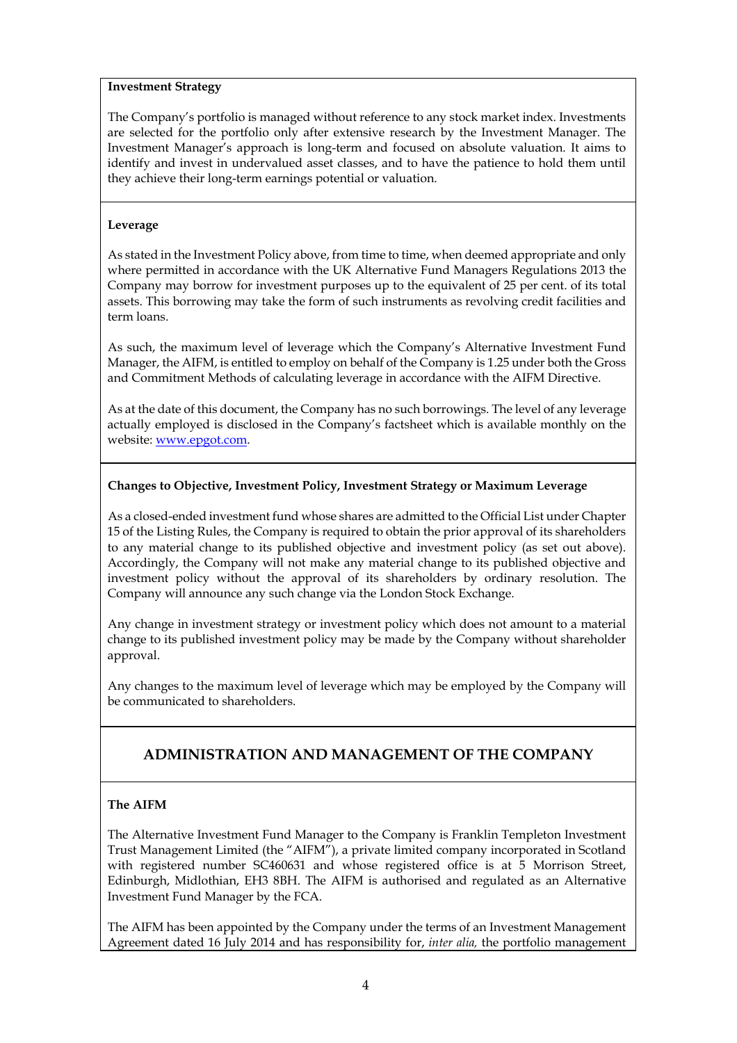**Investment Strategy**

The Company's portfolio is managed without reference to any stock market index. Investments are selected for the portfolio only after extensive research by the Investment Manager. The Investment Manager's approach is long-term and focused on absolute valuation. It aims to identify and invest in undervalued asset classes, and to have the patience to hold them until they achieve their long-term earnings potential or valuation.

**Leverage**

As stated in the Investment Policy above, from time to time, when deemed appropriate and only where permitted in accordance with the UK Alternative Fund Managers Regulations 2013 the Company may borrow for investment purposes up to the equivalent of 25 per cent. of its total assets. This borrowing may take the form of such instruments as revolving credit facilities and term loans.

As such, the maximum level of leverage which the Company's Alternative Investment Fund Manager, the AIFM, is entitled to employ on behalf of the Company is 1.25 under both the Gross and Commitment Methods of calculating leverage in accordance with the AIFM Directive.

As at the date of this document, the Company has no such borrowings. The level of any leverage actually employed is disclosed in the Company's factsheet which is available monthly on the website: www.epgot.com.

**Changes to Objective, Investment Policy, Investment Strategy or Maximum Leverage**

As a closed-ended investment fund whose shares are admitted to the Official List under Chapter 15 of the Listing Rules, the Company is required to obtain the prior approval of its shareholders to any material change to its published objective and investment policy (as set out above). Accordingly, the Company will not make any material change to its published objective and investment policy without the approval of its shareholders by ordinary resolution. The Company will announce any such change via the London Stock Exchange.

Any change in investment strategy or investment policy which does not amount to a material change to its published investment policy may be made by the Company without shareholder approval.

Any changes to the maximum level of leverage which may be employed by the Company will be communicated to shareholders.

## ADMINISTRATION AND MANAGEMENT OF THE COMPANY

**The AIFM**

The Alternative Investment Fund Manager to the Company is Franklin Templeton Investment Trust Management Limited (the "AIFM"), a private limited company incorporated in Scotland with registered number SC460631 and whose registered office is at 5 Morrison Street, Edinburgh, Midlothian, EH3 8BH. The AIFM is authorised and regulated as an Alternative Investment Fund Manager by the FCA.

The AIFM has been appointed by the Company under the terms of an Investment Management Agreement dated 16 July 2014 and has responsibility for, *inter alia,* the portfolio management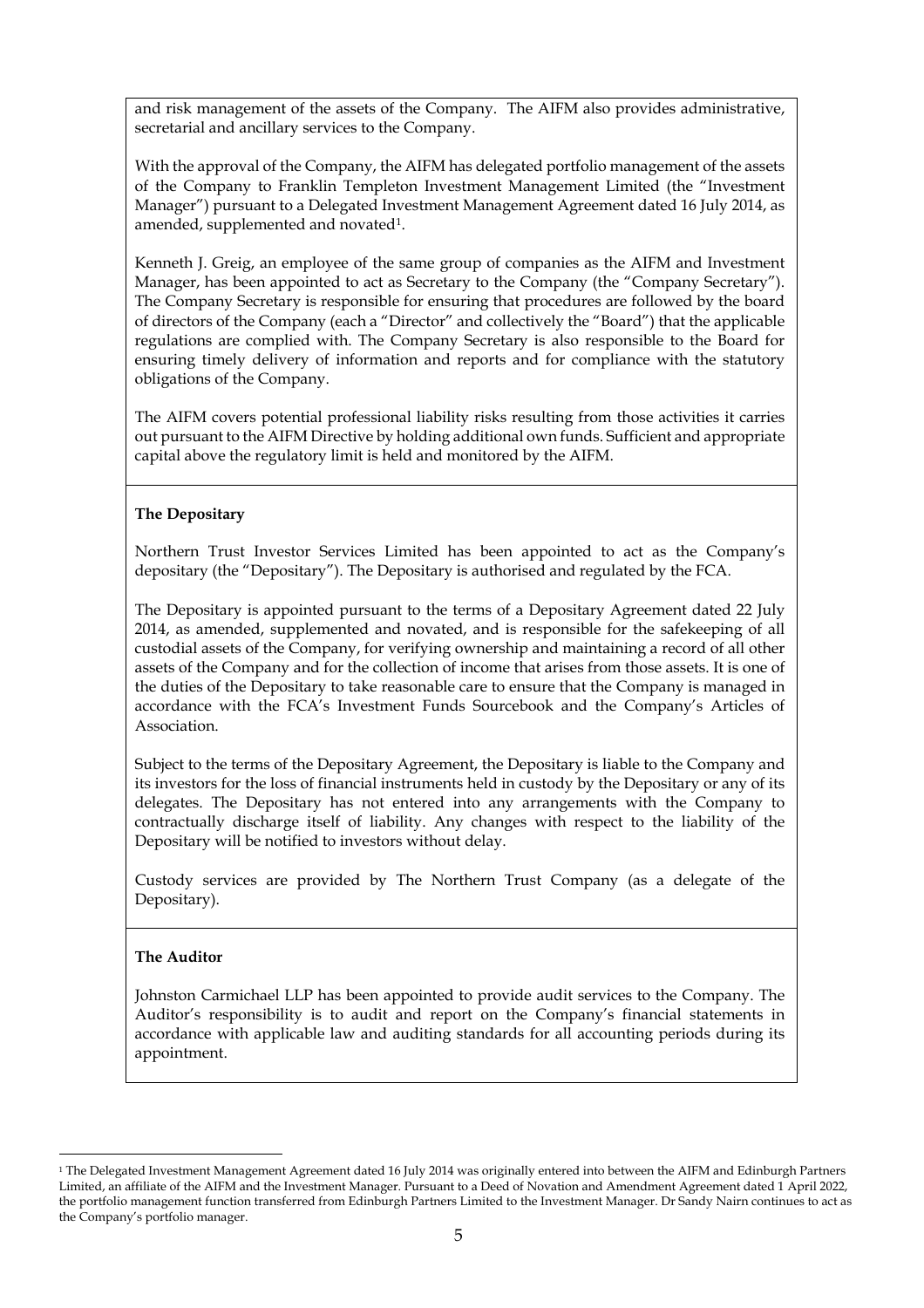and risk management of the assets of the Company. The AIFM also provides administrative, secretarial and ancillary services to the Company.

With the approval of the Company, the AIFM has delegated portfolio management of the assets of the Company to Franklin Templeton Investment Management Limited (the "Investment Manager") pursuant to a Delegated Investment Management Agreement dated 16 July 2014, as amended, supplemented and novated[1].

Kenneth J. Greig, an employee of the same group of companies as the AIFM and Investment Manager, has been appointed to act as Secretary to the Company (the "Company Secretary"). The Company Secretary is responsible for ensuring that procedures are followed by the board of directors of the Company (each a "Director" and collectively the "Board") that the applicable regulations are complied with. The Company Secretary is also responsible to the Board for ensuring timely delivery of information and reports and for compliance with the statutory obligations of the Company.

The AIFM covers potential professional liability risks resulting from those activities it carries out pursuant to the AIFM Directive by holding additional own funds. Sufficient and appropriate capital above the regulatory limit is held and monitored by the AIFM.

**The Depositary**

Northern Trust Investor Services Limited has been appointed to act as the Company's depositary (the "Depositary"). The Depositary is authorised and regulated by the FCA.

The Depositary is appointed pursuant to the terms of a Depositary Agreement dated 22 July 2014, as amended, supplemented and novated, and is responsible for the safekeeping of all custodial assets of the Company, for verifying ownership and maintaining a record of all other assets of the Company and for the collection of income that arises from those assets. It is one of the duties of the Depositary to take reasonable care to ensure that the Company is managed in accordance with the FCA's Investment Funds Sourcebook and the Company's Articles of Association.

Subject to the terms of the Depositary Agreement, the Depositary is liable to the Company and its investors for the loss of financial instruments held in custody by the Depositary or any of its delegates. The Depositary has not entered into any arrangements with the Company to contractually discharge itself of liability. Any changes with respect to the liability of the Depositary will be notified to investors without delay.

Custody services are provided by The Northern Trust Company (as a delegate of the Depositary).

**The Auditor**

Johnston Carmichael LLP has been appointed to provide audit services to the Company. The Auditor's responsibility is to audit and report on the Company's financial statements in accordance with applicable law and auditing standards for all accounting periods during its appointment.

[1] The Delegated Investment Management Agreement dated 16 July 2014 was originally entered into between the AIFM and Edinburgh Partners Limited, an affiliate of the AIFM and the Investment Manager. Pursuant to a Deed of Novation and Amendment Agreement dated 1 April 2022, the portfolio management function transferred from Edinburgh Partners Limited to the Investment Manager. Dr Sandy Nairn continues to act as the Company's portfolio manager.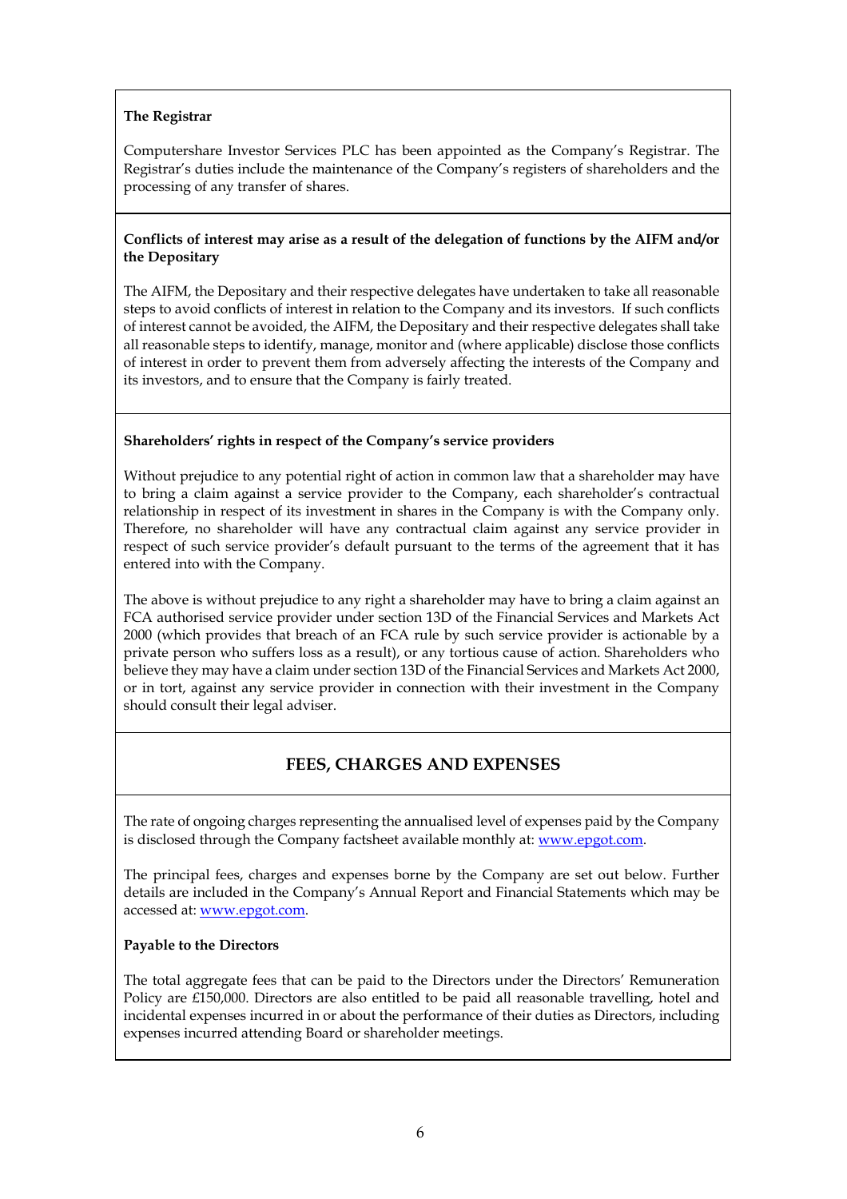**The Registrar**

Computershare Investor Services PLC has been appointed as the Company's Registrar. The Registrar's duties include the maintenance of the Company's registers of shareholders and the processing of any transfer of shares.

**Conflicts of interest may arise as a result of the delegation of functions by the AIFM and/or the Depositary**

The AIFM, the Depositary and their respective delegates have undertaken to take all reasonable steps to avoid conflicts of interest in relation to the Company and its investors. If such conflicts of interest cannot be avoided, the AIFM, the Depositary and their respective delegates shall take all reasonable steps to identify, manage, monitor and (where applicable) disclose those conflicts of interest in order to prevent them from adversely affecting the interests of the Company and its investors, and to ensure that the Company is fairly treated.

**Shareholders' rights in respect of the Company's service providers**

Without prejudice to any potential right of action in common law that a shareholder may have to bring a claim against a service provider to the Company, each shareholder's contractual relationship in respect of its investment in shares in the Company is with the Company only. Therefore, no shareholder will have any contractual claim against any service provider in respect of such service provider's default pursuant to the terms of the agreement that it has entered into with the Company.

The above is without prejudice to any right a shareholder may have to bring a claim against an FCA authorised service provider under section 13D of the Financial Services and Markets Act 2000 (which provides that breach of an FCA rule by such service provider is actionable by a private person who suffers loss as a result), or any tortious cause of action. Shareholders who believe they may have a claim under section 13D of the Financial Services and Markets Act 2000, or in tort, against any service provider in connection with their investment in the Company should consult their legal adviser.

## FEES, CHARGES AND EXPENSES

The rate of ongoing charges representing the annualised level of expenses paid by the Company is disclosed through the Company factsheet available monthly at: www.epgot.com.

The principal fees, charges and expenses borne by the Company are set out below. Further details are included in the Company's Annual Report and Financial Statements which may be accessed at: www.epgot.com.

**Payable to the Directors**

The total aggregate fees that can be paid to the Directors under the Directors' Remuneration Policy are £150,000. Directors are also entitled to be paid all reasonable travelling, hotel and incidental expenses incurred in or about the performance of their duties as Directors, including expenses incurred attending Board or shareholder meetings.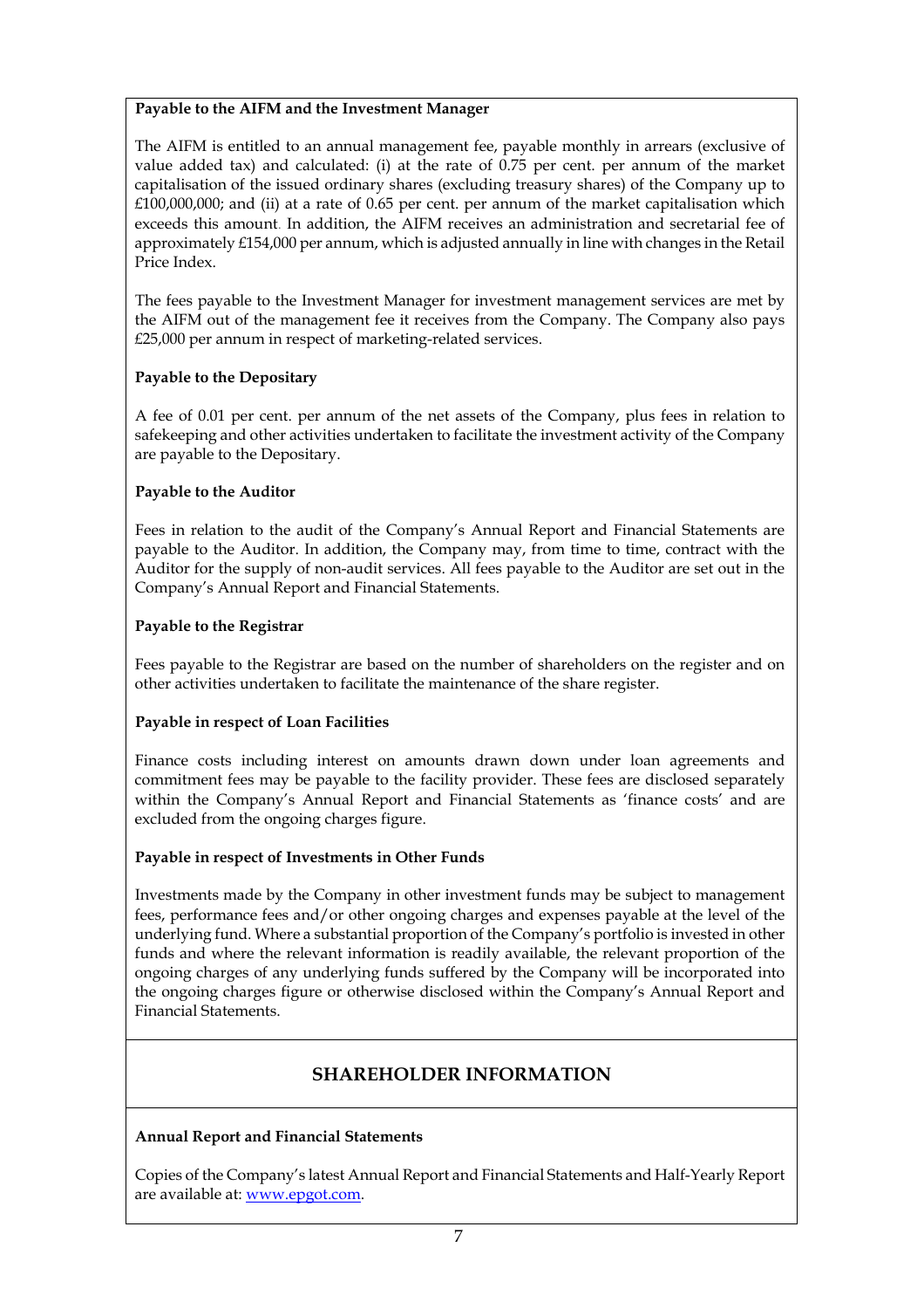**Payable to the AIFM and the Investment Manager**

The AIFM is entitled to an annual management fee, payable monthly in arrears (exclusive of value added tax) and calculated: (i) at the rate of 0.75 per cent. per annum of the market capitalisation of the issued ordinary shares (excluding treasury shares) of the Company up to £100,000,000; and (ii) at a rate of 0.65 per cent. per annum of the market capitalisation which exceeds this amount. In addition, the AIFM receives an administration and secretarial fee of approximately £154,000 per annum, which is adjusted annually in line with changes in the Retail Price Index.

The fees payable to the Investment Manager for investment management services are met by the AIFM out of the management fee it receives from the Company. The Company also pays £25,000 per annum in respect of marketing-related services.

**Payable to the Depositary**

A fee of 0.01 per cent. per annum of the net assets of the Company, plus fees in relation to safekeeping and other activities undertaken to facilitate the investment activity of the Company are payable to the Depositary.

**Payable to the Auditor**

Fees in relation to the audit of the Company's Annual Report and Financial Statements are payable to the Auditor. In addition, the Company may, from time to time, contract with the Auditor for the supply of non-audit services. All fees payable to the Auditor are set out in the Company's Annual Report and Financial Statements.

**Payable to the Registrar**

Fees payable to the Registrar are based on the number of shareholders on the register and on other activities undertaken to facilitate the maintenance of the share register.

**Payable in respect of Loan Facilities**

Finance costs including interest on amounts drawn down under loan agreements and commitment fees may be payable to the facility provider. These fees are disclosed separately within the Company's Annual Report and Financial Statements as 'finance costs' and are excluded from the ongoing charges figure.

**Payable in respect of Investments in Other Funds**

Investments made by the Company in other investment funds may be subject to management fees, performance fees and/or other ongoing charges and expenses payable at the level of the underlying fund. Where a substantial proportion of the Company's portfolio is invested in other funds and where the relevant information is readily available, the relevant proportion of the ongoing charges of any underlying funds suffered by the Company will be incorporated into the ongoing charges figure or otherwise disclosed within the Company's Annual Report and Financial Statements.

## SHAREHOLDER INFORMATION

**Annual Report and Financial Statements**

Copies of the Company's latest Annual Report and Financial Statements and Half-Yearly Report are available at: www.epgot.com.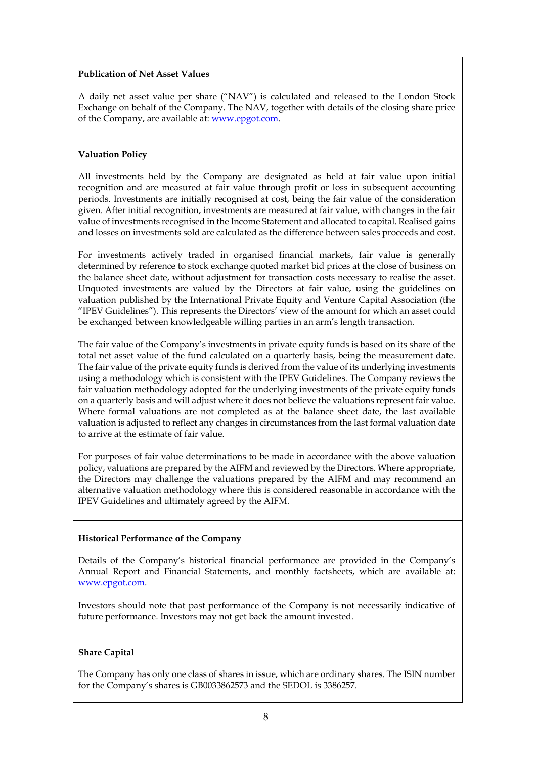**Publication of Net Asset Values**

A daily net asset value per share ("NAV") is calculated and released to the London Stock Exchange on behalf of the Company. The NAV, together with details of the closing share price of the Company, are available at: www.epgot.com.

**Valuation Policy**

All investments held by the Company are designated as held at fair value upon initial recognition and are measured at fair value through profit or loss in subsequent accounting periods. Investments are initially recognised at cost, being the fair value of the consideration given. After initial recognition, investments are measured at fair value, with changes in the fair value of investments recognised in the Income Statement and allocated to capital. Realised gains and losses on investments sold are calculated as the difference between sales proceeds and cost.

For investments actively traded in organised financial markets, fair value is generally determined by reference to stock exchange quoted market bid prices at the close of business on the balance sheet date, without adjustment for transaction costs necessary to realise the asset. Unquoted investments are valued by the Directors at fair value, using the guidelines on valuation published by the International Private Equity and Venture Capital Association (the "IPEV Guidelines"). This represents the Directors' view of the amount for which an asset could be exchanged between knowledgeable willing parties in an arm's length transaction.

The fair value of the Company's investments in private equity funds is based on its share of the total net asset value of the fund calculated on a quarterly basis, being the measurement date. The fair value of the private equity funds is derived from the value of its underlying investments using a methodology which is consistent with the IPEV Guidelines. The Company reviews the fair valuation methodology adopted for the underlying investments of the private equity funds on a quarterly basis and will adjust where it does not believe the valuations represent fair value. Where formal valuations are not completed as at the balance sheet date, the last available valuation is adjusted to reflect any changes in circumstances from the last formal valuation date to arrive at the estimate of fair value.

For purposes of fair value determinations to be made in accordance with the above valuation policy, valuations are prepared by the AIFM and reviewed by the Directors. Where appropriate, the Directors may challenge the valuations prepared by the AIFM and may recommend an alternative valuation methodology where this is considered reasonable in accordance with the IPEV Guidelines and ultimately agreed by the AIFM.

**Historical Performance of the Company**

Details of the Company's historical financial performance are provided in the Company's Annual Report and Financial Statements, and monthly factsheets, which are available at: www.epgot.com.

Investors should note that past performance of the Company is not necessarily indicative of future performance. Investors may not get back the amount invested.

**Share Capital**

The Company has only one class of shares in issue, which are ordinary shares. The ISIN number for the Company's shares is GB0033862573 and the SEDOL is 3386257.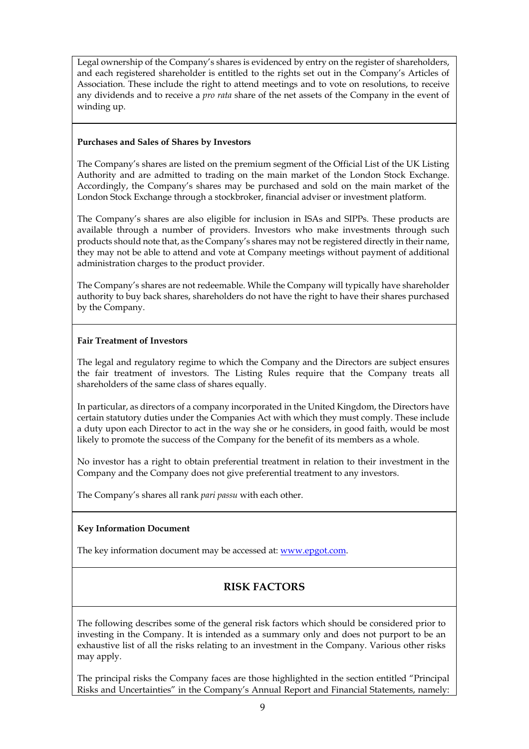Legal ownership of the Company's shares is evidenced by entry on the register of shareholders, and each registered shareholder is entitled to the rights set out in the Company's Articles of Association. These include the right to attend meetings and to vote on resolutions, to receive any dividends and to receive a *pro rata* share of the net assets of the Company in the event of winding up.

**Purchases and Sales of Shares by Investors**

The Company's shares are listed on the premium segment of the Official List of the UK Listing Authority and are admitted to trading on the main market of the London Stock Exchange. Accordingly, the Company's shares may be purchased and sold on the main market of the London Stock Exchange through a stockbroker, financial adviser or investment platform.

The Company's shares are also eligible for inclusion in ISAs and SIPPs. These products are available through a number of providers. Investors who make investments through such products should note that, as the Company's shares may not be registered directly in their name, they may not be able to attend and vote at Company meetings without payment of additional administration charges to the product provider.

The Company's shares are not redeemable. While the Company will typically have shareholder authority to buy back shares, shareholders do not have the right to have their shares purchased by the Company.

**Fair Treatment of Investors**

The legal and regulatory regime to which the Company and the Directors are subject ensures the fair treatment of investors. The Listing Rules require that the Company treats all shareholders of the same class of shares equally.

In particular, as directors of a company incorporated in the United Kingdom, the Directors have certain statutory duties under the Companies Act with which they must comply. These include a duty upon each Director to act in the way she or he considers, in good faith, would be most likely to promote the success of the Company for the benefit of its members as a whole.

No investor has a right to obtain preferential treatment in relation to their investment in the Company and the Company does not give preferential treatment to any investors.

The Company's shares all rank *pari passu* with each other.

**Key Information Document**

The key information document may be accessed at: www.epgot.com.

## RISK FACTORS

The following describes some of the general risk factors which should be considered prior to investing in the Company. It is intended as a summary only and does not purport to be an exhaustive list of all the risks relating to an investment in the Company. Various other risks may apply.

The principal risks the Company faces are those highlighted in the section entitled "Principal Risks and Uncertainties" in the Company's Annual Report and Financial Statements, namely: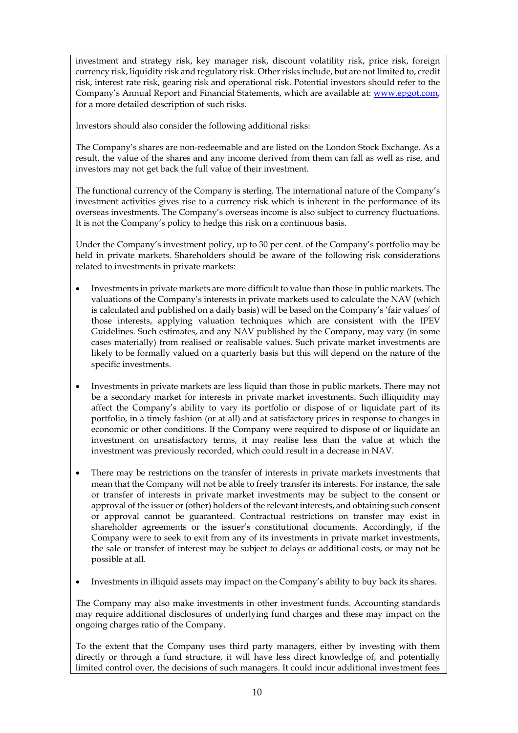investment and strategy risk, key manager risk, discount volatility risk, price risk, foreign currency risk, liquidity risk and regulatory risk. Other risks include, but are not limited to, credit risk, interest rate risk, gearing risk and operational risk. Potential investors should refer to the Company's Annual Report and Financial Statements, which are available at: www.epgot.com, for a more detailed description of such risks.

Investors should also consider the following additional risks:

The Company's shares are non-redeemable and are listed on the London Stock Exchange. As a result, the value of the shares and any income derived from them can fall as well as rise, and investors may not get back the full value of their investment.

The functional currency of the Company is sterling. The international nature of the Company's investment activities gives rise to a currency risk which is inherent in the performance of its overseas investments. The Company's overseas income is also subject to currency fluctuations. It is not the Company's policy to hedge this risk on a continuous basis.

Under the Company's investment policy, up to 30 per cent. of the Company's portfolio may be held in private markets. Shareholders should be aware of the following risk considerations related to investments in private markets:

- Investments in private markets are more difficult to value than those in public markets. The valuations of the Company's interests in private markets used to calculate the NAV (which is calculated and published on a daily basis) will be based on the Company's 'fair values' of those interests, applying valuation techniques which are consistent with the IPEV Guidelines. Such estimates, and any NAV published by the Company, may vary (in some cases materially) from realised or realisable values. Such private market investments are likely to be formally valued on a quarterly basis but this will depend on the nature of the specific investments.

- Investments in private markets are less liquid than those in public markets. There may not be a secondary market for interests in private market investments. Such illiquidity may affect the Company's ability to vary its portfolio or dispose of or liquidate part of its portfolio, in a timely fashion (or at all) and at satisfactory prices in response to changes in economic or other conditions. If the Company were required to dispose of or liquidate an investment on unsatisfactory terms, it may realise less than the value at which the investment was previously recorded, which could result in a decrease in NAV.

- There may be restrictions on the transfer of interests in private markets investments that mean that the Company will not be able to freely transfer its interests. For instance, the sale or transfer of interests in private market investments may be subject to the consent or approval of the issuer or (other) holders of the relevant interests, and obtaining such consent or approval cannot be guaranteed. Contractual restrictions on transfer may exist in shareholder agreements or the issuer's constitutional documents. Accordingly, if the Company were to seek to exit from any of its investments in private market investments, the sale or transfer of interest may be subject to delays or additional costs, or may not be possible at all.

- Investments in illiquid assets may impact on the Company's ability to buy back its shares.

The Company may also make investments in other investment funds. Accounting standards may require additional disclosures of underlying fund charges and these may impact on the ongoing charges ratio of the Company.

To the extent that the Company uses third party managers, either by investing with them directly or through a fund structure, it will have less direct knowledge of, and potentially limited control over, the decisions of such managers. It could incur additional investment fees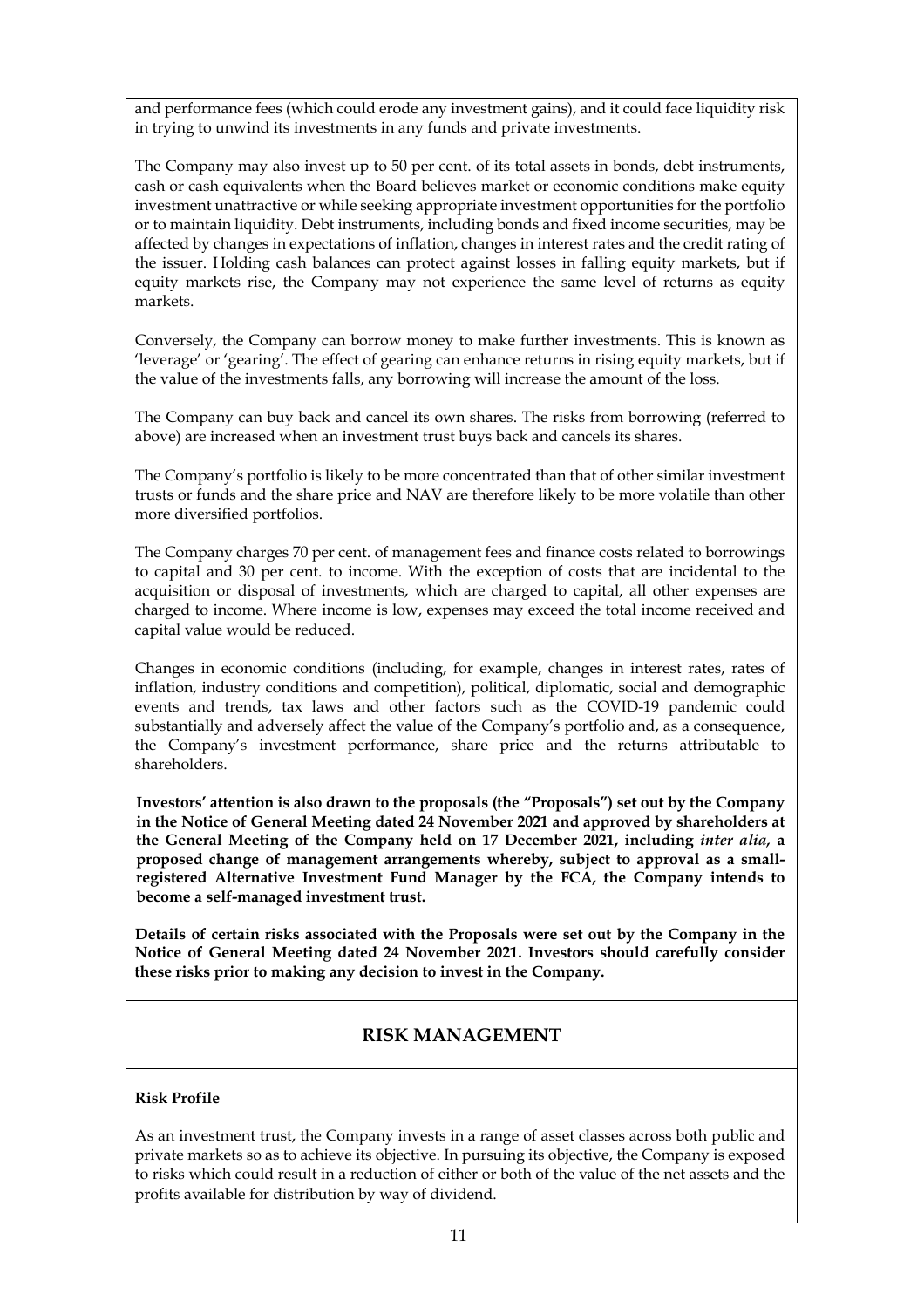and performance fees (which could erode any investment gains), and it could face liquidity risk in trying to unwind its investments in any funds and private investments.

The Company may also invest up to 50 per cent. of its total assets in bonds, debt instruments, cash or cash equivalents when the Board believes market or economic conditions make equity investment unattractive or while seeking appropriate investment opportunities for the portfolio or to maintain liquidity. Debt instruments, including bonds and fixed income securities, may be affected by changes in expectations of inflation, changes in interest rates and the credit rating of the issuer. Holding cash balances can protect against losses in falling equity markets, but if equity markets rise, the Company may not experience the same level of returns as equity markets.

Conversely, the Company can borrow money to make further investments. This is known as 'leverage' or 'gearing'. The effect of gearing can enhance returns in rising equity markets, but if the value of the investments falls, any borrowing will increase the amount of the loss.

The Company can buy back and cancel its own shares. The risks from borrowing (referred to above) are increased when an investment trust buys back and cancels its shares.

The Company's portfolio is likely to be more concentrated than that of other similar investment trusts or funds and the share price and NAV are therefore likely to be more volatile than other more diversified portfolios.

The Company charges 70 per cent. of management fees and finance costs related to borrowings to capital and 30 per cent. to income. With the exception of costs that are incidental to the acquisition or disposal of investments, which are charged to capital, all other expenses are charged to income. Where income is low, expenses may exceed the total income received and capital value would be reduced.

Changes in economic conditions (including, for example, changes in interest rates, rates of inflation, industry conditions and competition), political, diplomatic, social and demographic events and trends, tax laws and other factors such as the COVID-19 pandemic could substantially and adversely affect the value of the Company's portfolio and, as a consequence, the Company's investment performance, share price and the returns attributable to shareholders.

**Investors' attention is also drawn to the proposals (the "Proposals") set out by the Company in the Notice of General Meeting dated 24 November 2021 and approved by shareholders at the General Meeting of the Company held on 17 December 2021, including *inter alia*, a proposed change of management arrangements whereby, subject to approval as a small-registered Alternative Investment Fund Manager by the FCA, the Company intends to become a self-managed investment trust.**

**Details of certain risks associated with the Proposals were set out by the Company in the Notice of General Meeting dated 24 November 2021. Investors should carefully consider these risks prior to making any decision to invest in the Company.**

## RISK MANAGEMENT

**Risk Profile**

As an investment trust, the Company invests in a range of asset classes across both public and private markets so as to achieve its objective. In pursuing its objective, the Company is exposed to risks which could result in a reduction of either or both of the value of the net assets and the profits available for distribution by way of dividend.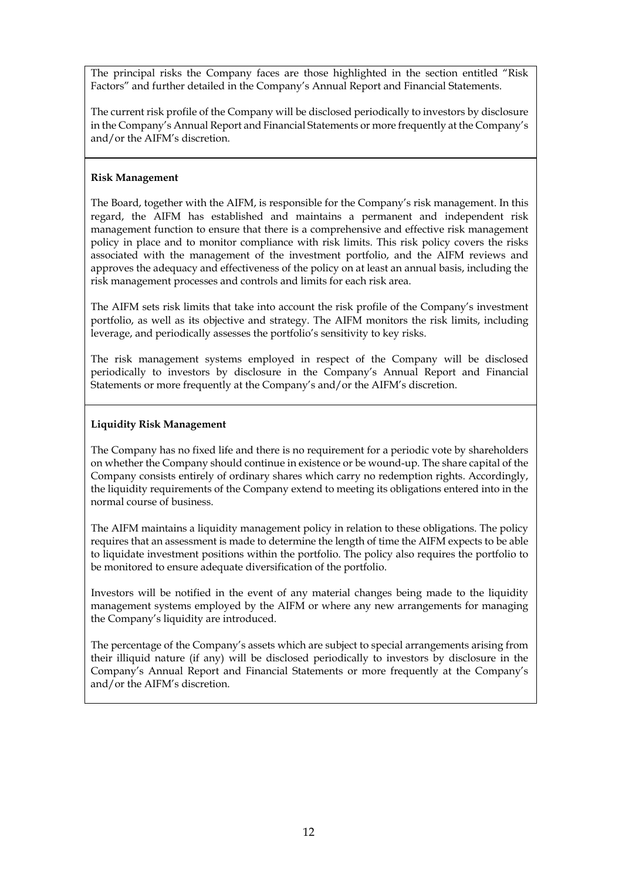The principal risks the Company faces are those highlighted in the section entitled "Risk Factors" and further detailed in the Company's Annual Report and Financial Statements.

The current risk profile of the Company will be disclosed periodically to investors by disclosure in the Company's Annual Report and Financial Statements or more frequently at the Company's and/or the AIFM's discretion.

**Risk Management**

The Board, together with the AIFM, is responsible for the Company's risk management. In this regard, the AIFM has established and maintains a permanent and independent risk management function to ensure that there is a comprehensive and effective risk management policy in place and to monitor compliance with risk limits. This risk policy covers the risks associated with the management of the investment portfolio, and the AIFM reviews and approves the adequacy and effectiveness of the policy on at least an annual basis, including the risk management processes and controls and limits for each risk area.

The AIFM sets risk limits that take into account the risk profile of the Company's investment portfolio, as well as its objective and strategy. The AIFM monitors the risk limits, including leverage, and periodically assesses the portfolio's sensitivity to key risks.

The risk management systems employed in respect of the Company will be disclosed periodically to investors by disclosure in the Company's Annual Report and Financial Statements or more frequently at the Company's and/or the AIFM's discretion.

**Liquidity Risk Management**

The Company has no fixed life and there is no requirement for a periodic vote by shareholders on whether the Company should continue in existence or be wound-up. The share capital of the Company consists entirely of ordinary shares which carry no redemption rights. Accordingly, the liquidity requirements of the Company extend to meeting its obligations entered into in the normal course of business.

The AIFM maintains a liquidity management policy in relation to these obligations. The policy requires that an assessment is made to determine the length of time the AIFM expects to be able to liquidate investment positions within the portfolio. The policy also requires the portfolio to be monitored to ensure adequate diversification of the portfolio.

Investors will be notified in the event of any material changes being made to the liquidity management systems employed by the AIFM or where any new arrangements for managing the Company's liquidity are introduced.

The percentage of the Company's assets which are subject to special arrangements arising from their illiquid nature (if any) will be disclosed periodically to investors by disclosure in the Company's Annual Report and Financial Statements or more frequently at the Company's and/or the AIFM's discretion.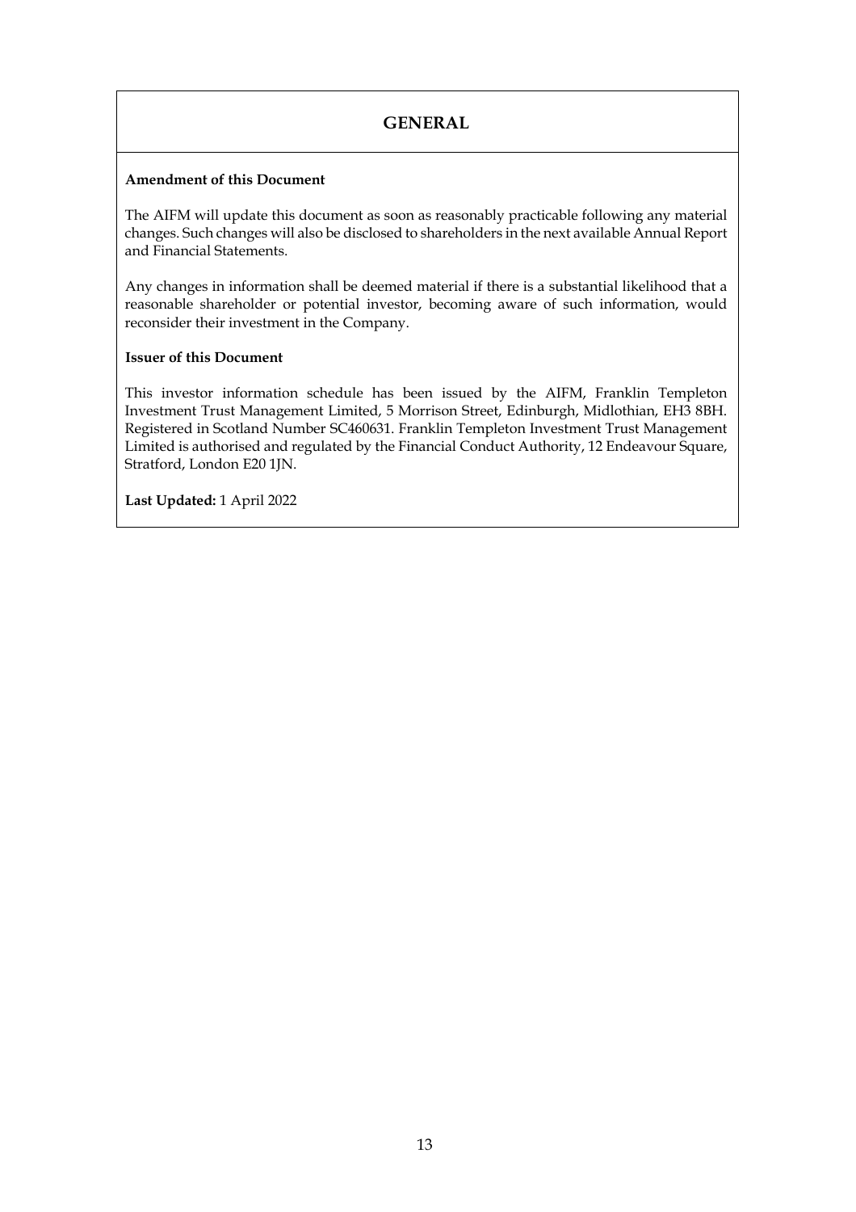# GENERAL

**Amendment of this Document**

The AIFM will update this document as soon as reasonably practicable following any material changes. Such changes will also be disclosed to shareholders in the next available Annual Report and Financial Statements.

Any changes in information shall be deemed material if there is a substantial likelihood that a reasonable shareholder or potential investor, becoming aware of such information, would reconsider their investment in the Company.

**Issuer of this Document**

This investor information schedule has been issued by the AIFM, Franklin Templeton Investment Trust Management Limited, 5 Morrison Street, Edinburgh, Midlothian, EH3 8BH. Registered in Scotland Number SC460631. Franklin Templeton Investment Trust Management Limited is authorised and regulated by the Financial Conduct Authority, 12 Endeavour Square, Stratford, London E20 1JN.

**Last Updated:** 1 April 2022